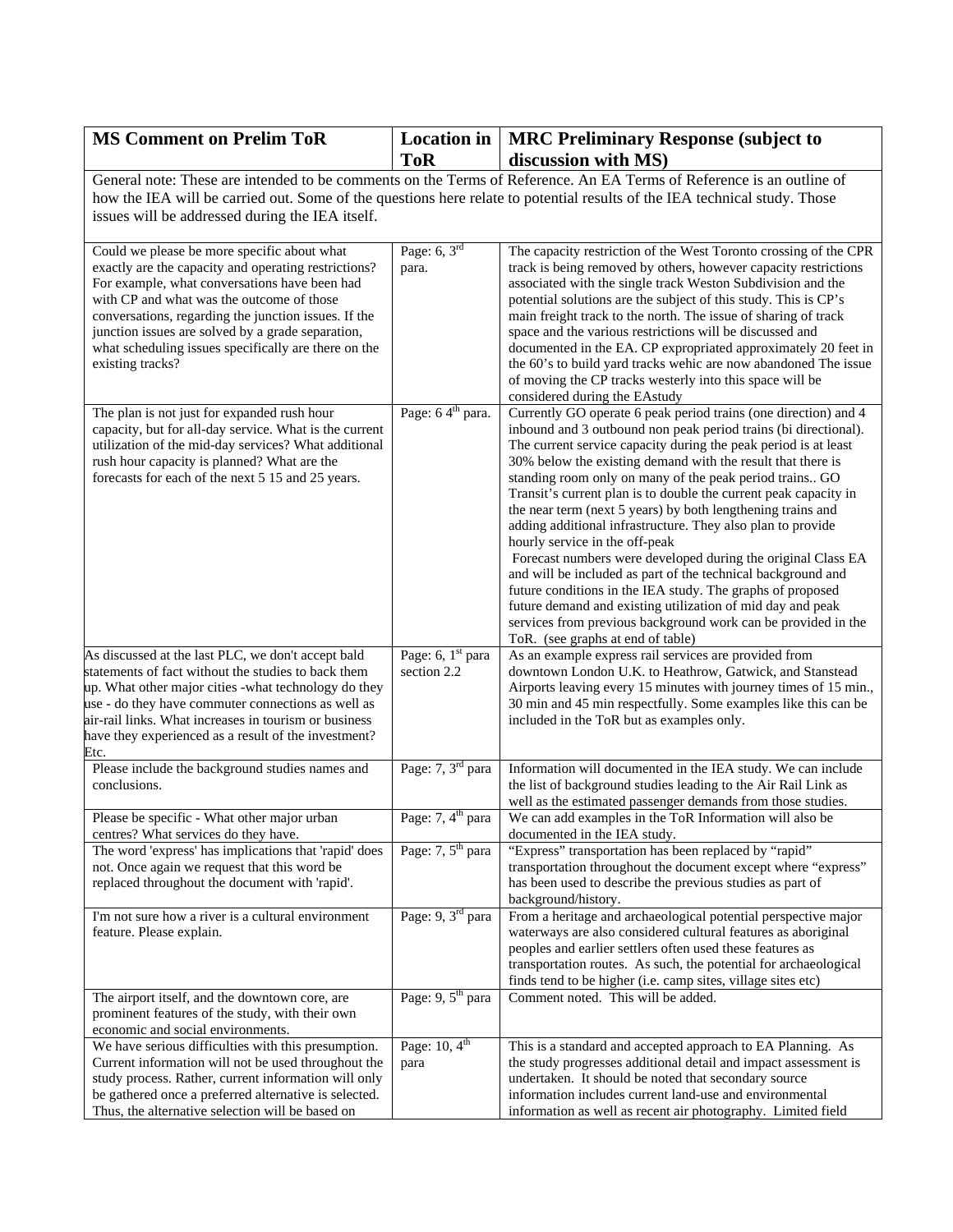| MS Comment on Prelim ToR | Location in ToR | MRC Preliminary Response (subject to discussion with MS) |
|---|---|---|
| General note: These are intended to be comments on the Terms of Reference. An EA Terms of Reference is an outline of how the IEA will be carried out. Some of the questions here relate to potential results of the IEA technical study. Those issues will be addressed during the IEA itself. | | |
| Could we please be more specific about what exactly are the capacity and operating restrictions? For example, what conversations have been had with CP and what was the outcome of those conversations, regarding the junction issues. If the junction issues are solved by a grade separation, what scheduling issues specifically are there on the existing tracks? | Page: 6, 3rd para. | The capacity restriction of the West Toronto crossing of the CPR track is being removed by others, however capacity restrictions associated with the single track Weston Subdivision and the potential solutions are the subject of this study. This is CP's main freight track to the north. The issue of sharing of track space and the various restrictions will be discussed and documented in the EA. CP expropriated approximately 20 feet in the 60's to build yard tracks wehic are now abandoned The issue of moving the CP tracks westerly into this space will be considered during the EAstudy |
| The plan is not just for expanded rush hour capacity, but for all-day service. What is the current utilization of the mid-day services? What additional rush hour capacity is planned? What are the forecasts for each of the next 5 15 and 25 years. | Page: 6 4th para. | Currently GO operate 6 peak period trains (one direction) and 4 inbound and 3 outbound non peak period trains (bi directional). The current service capacity during the peak period is at least 30% below the existing demand with the result that there is standing room only on many of the peak period trains.. GO Transit's current plan is to double the current peak capacity in the near term (next 5 years) by both lengthening trains and adding additional infrastructure. They also plan to provide hourly service in the off-peak<br>Forecast numbers were developed during the original Class EA and will be included as part of the technical background and future conditions in the IEA study. The graphs of proposed future demand and existing utilization of mid day and peak services from previous background work can be provided in the ToR. (see graphs at end of table) |
| As discussed at the last PLC, we don't accept bald statements of fact without the studies to back them up. What other major cities -what technology do they use - do they have commuter connections as well as air-rail links. What increases in tourism or business have they experienced as a result of the investment? Etc. | Page: 6, 1st para section 2.2 | As an example express rail services are provided from downtown London U.K. to Heathrow, Gatwick, and Stanstead Airports leaving every 15 minutes with journey times of 15 min., 30 min and 45 min respectfully. Some examples like this can be included in the ToR but as examples only. |
| Please include the background studies names and conclusions. | Page: 7, 3rd para | Information will documented in the IEA study. We can include the list of background studies leading to the Air Rail Link as well as the estimated passenger demands from those studies. |
| Please be specific - What other major urban centres? What services do they have. | Page: 7, 4th para | We can add examples in the ToR Information will also be documented in the IEA study. |
| The word 'express' has implications that 'rapid' does not. Once again we request that this word be replaced throughout the document with 'rapid'. | Page: 7, 5th para | "Express" transportation has been replaced by "rapid" transportation throughout the document except where "express" has been used to describe the previous studies as part of background/history. |
| I'm not sure how a river is a cultural environment feature. Please explain. | Page: 9, 3rd para | From a heritage and archaeological potential perspective major waterways are also considered cultural features as aboriginal peoples and earlier settlers often used these features as transportation routes. As such, the potential for archaeological finds tend to be higher (i.e. camp sites, village sites etc) |
| The airport itself, and the downtown core, are prominent features of the study, with their own economic and social environments. | Page: 9, 5th para | Comment noted. This will be added. |
| We have serious difficulties with this presumption. Current information will not be used throughout the study process. Rather, current information will only be gathered once a preferred alternative is selected. Thus, the alternative selection will be based on | Page: 10, 4th para | This is a standard and accepted approach to EA Planning. As the study progresses additional detail and impact assessment is undertaken. It should be noted that secondary source information includes current land-use and environmental information as well as recent air photography. Limited field |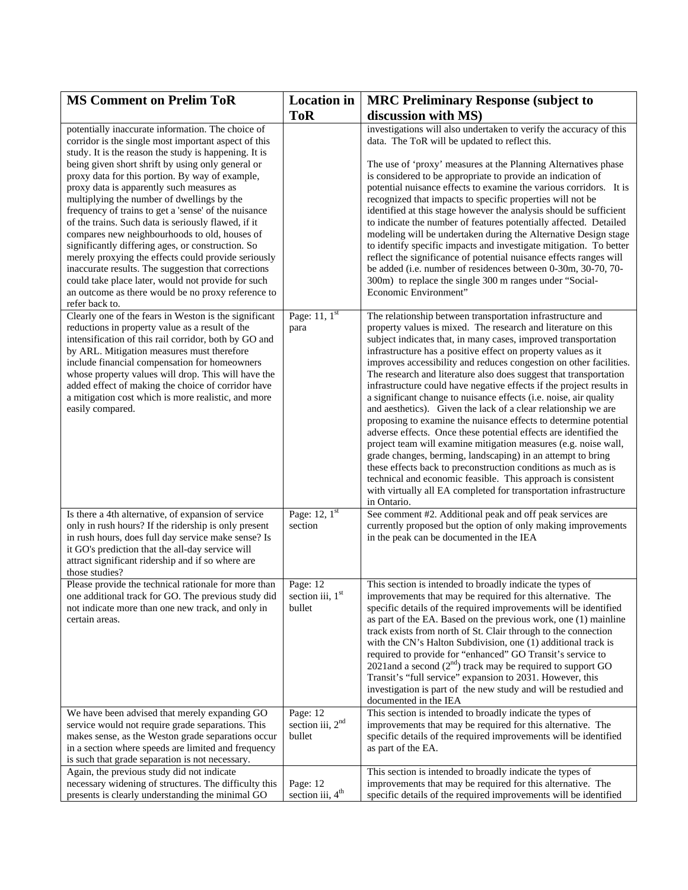| MS Comment on Prelim ToR | Location in ToR | MRC Preliminary Response (subject to discussion with MS) |
|---|---|---|
| potentially inaccurate information. The choice of corridor is the single most important aspect of this study. It is the reason the study is happening. It is being given short shrift by using only general or proxy data for this portion. By way of example, proxy data is apparently such measures as multiplying the number of dwellings by the frequency of trains to get a 'sense' of the nuisance of the trains. Such data is seriously flawed, if it compares new neighbourhoods to old, houses of significantly differing ages, or construction. So merely proxying the effects could provide seriously inaccurate results. The suggestion that corrections could take place later, would not provide for such an outcome as there would be no proxy reference to refer back to. | | investigations will also undertaken to verify the accuracy of this data. The ToR will be updated to reflect this.<br><br>The use of 'proxy' measures at the Planning Alternatives phase is considered to be appropriate to provide an indication of potential nuisance effects to examine the various corridors. It is recognized that impacts to specific properties will not be identified at this stage however the analysis should be sufficient to indicate the number of features potentially affected. Detailed modeling will be undertaken during the Alternative Design stage to identify specific impacts and investigate mitigation. To better reflect the significance of potential nuisance effects ranges will be added (i.e. number of residences between 0-30m, 30-70, 70-300m) to replace the single 300 m ranges under "Social-Economic Environment" |
| Clearly one of the fears in Weston is the significant reductions in property value as a result of the intensification of this rail corridor, both by GO and by ARL. Mitigation measures must therefore include financial compensation for homeowners whose property values will drop. This will have the added effect of making the choice of corridor have a mitigation cost which is more realistic, and more easily compared. | Page: 11, 1st para | The relationship between transportation infrastructure and property values is mixed. The research and literature on this subject indicates that, in many cases, improved transportation infrastructure has a positive effect on property values as it improves accessibility and reduces congestion on other facilities. The research and literature also does suggest that transportation infrastructure could have negative effects if the project results in a significant change to nuisance effects (i.e. noise, air quality and aesthetics). Given the lack of a clear relationship we are proposing to examine the nuisance effects to determine potential adverse effects. Once these potential effects are identified the project team will examine mitigation measures (e.g. noise wall, grade changes, berming, landscaping) in an attempt to bring these effects back to preconstruction conditions as much as is technical and economic feasible. This approach is consistent with virtually all EA completed for transportation infrastructure in Ontario. |
| Is there a 4th alternative, of expansion of service only in rush hours? If the ridership is only present in rush hours, does full day service make sense? Is it GO's prediction that the all-day service will attract significant ridership and if so where are those studies? | Page: 12, 1st section | See comment #2. Additional peak and off peak services are currently proposed but the option of only making improvements in the peak can be documented in the IEA |
| Please provide the technical rationale for more than one additional track for GO. The previous study did not indicate more than one new track, and only in certain areas. | Page: 12 section iii, 1st bullet | This section is intended to broadly indicate the types of improvements that may be required for this alternative. The specific details of the required improvements will be identified as part of the EA. Based on the previous work, one (1) mainline track exists from north of St. Clair through to the connection with the CN's Halton Subdivision, one (1) additional track is required to provide for "enhanced" GO Transit's service to 2021and a second (2nd) track may be required to support GO Transit's "full service" expansion to 2031. However, this investigation is part of the new study and will be restudied and documented in the IEA |
| We have been advised that merely expanding GO service would not require grade separations. This makes sense, as the Weston grade separations occur in a section where speeds are limited and frequency is such that grade separation is not necessary. | Page: 12 section iii, 2nd bullet | This section is intended to broadly indicate the types of improvements that may be required for this alternative. The specific details of the required improvements will be identified as part of the EA. |
| Again, the previous study did not indicate necessary widening of structures. The difficulty this presents is clearly understanding the minimal GO | Page: 12 section iii, 4th | This section is intended to broadly indicate the types of improvements that may be required for this alternative. The specific details of the required improvements will be identified |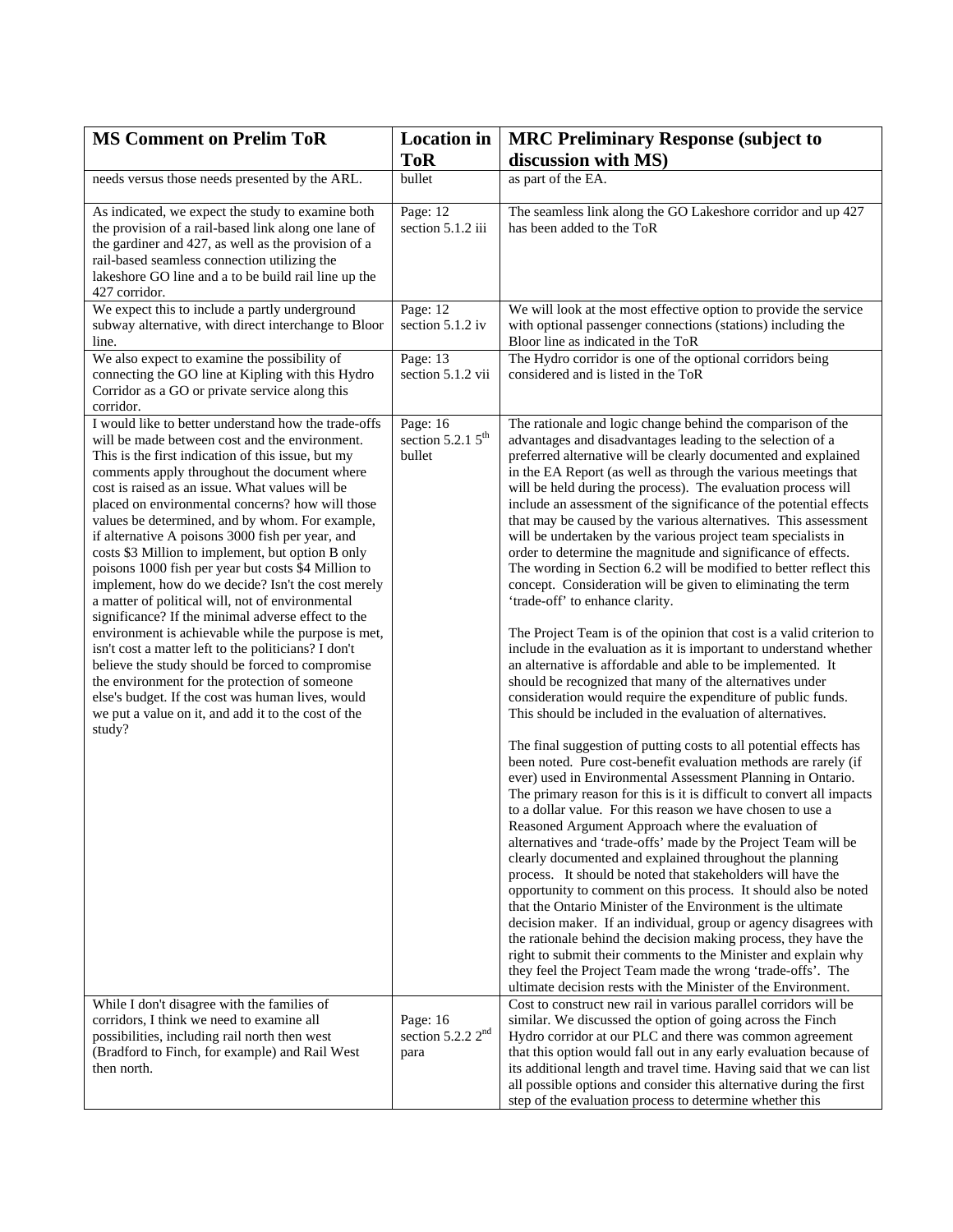| MS Comment on Prelim ToR | Location in ToR | MRC Preliminary Response (subject to discussion with MS) |
|---|---|---|
| needs versus those needs presented by the ARL. | bullet | as part of the EA. |
| As indicated, we expect the study to examine both the provision of a rail-based link along one lane of the gardiner and 427, as well as the provision of a rail-based seamless connection utilizing the lakeshore GO line and a to be build rail line up the 427 corridor. | Page: 12 section 5.1.2 iii | The seamless link along the GO Lakeshore corridor and up 427 has been added to the ToR |
| We expect this to include a partly underground subway alternative, with direct interchange to Bloor line. | Page: 12 section 5.1.2 iv | We will look at the most effective option to provide the service with optional passenger connections (stations) including the Bloor line as indicated in the ToR |
| We also expect to examine the possibility of connecting the GO line at Kipling with this Hydro Corridor as a GO or private service along this corridor. | Page: 13 section 5.1.2 vii | The Hydro corridor is one of the optional corridors being considered and is listed in the ToR |
| I would like to better understand how the trade-offs will be made between cost and the environment. This is the first indication of this issue, but my comments apply throughout the document where cost is raised as an issue. What values will be placed on environmental concerns? how will those values be determined, and by whom. For example, if alternative A poisons 3000 fish per year, and costs $3 Million to implement, but option B only poisons 1000 fish per year but costs $4 Million to implement, how do we decide? Isn't the cost merely a matter of political will, not of environmental significance? If the minimal adverse effect to the environment is achievable while the purpose is met, isn't cost a matter left to the politicians? I don't believe the study should be forced to compromise the environment for the protection of someone else's budget. If the cost was human lives, would we put a value on it, and add it to the cost of the study? | Page: 16 section 5.2.1 5th bullet | The rationale and logic change behind the comparison of the advantages and disadvantages leading to the selection of a preferred alternative will be clearly documented and explained in the EA Report (as well as through the various meetings that will be held during the process). The evaluation process will include an assessment of the significance of the potential effects that may be caused by the various alternatives. This assessment will be undertaken by the various project team specialists in order to determine the magnitude and significance of effects. The wording in Section 6.2 will be modified to better reflect this concept. Consideration will be given to eliminating the term 'trade-off' to enhance clarity.<br><br>The Project Team is of the opinion that cost is a valid criterion to include in the evaluation as it is important to understand whether an alternative is affordable and able to be implemented. It should be recognized that many of the alternatives under consideration would require the expenditure of public funds. This should be included in the evaluation of alternatives.<br><br>The final suggestion of putting costs to all potential effects has been noted. Pure cost-benefit evaluation methods are rarely (if ever) used in Environmental Assessment Planning in Ontario. The primary reason for this is it is difficult to convert all impacts to a dollar value. For this reason we have chosen to use a Reasoned Argument Approach where the evaluation of alternatives and 'trade-offs' made by the Project Team will be clearly documented and explained throughout the planning process. It should be noted that stakeholders will have the opportunity to comment on this process. It should also be noted that the Ontario Minister of the Environment is the ultimate decision maker. If an individual, group or agency disagrees with the rationale behind the decision making process, they have the right to submit their comments to the Minister and explain why they feel the Project Team made the wrong 'trade-offs'. The ultimate decision rests with the Minister of the Environment. |
| While I don't disagree with the families of corridors, I think we need to examine all possibilities, including rail north then west (Bradford to Finch, for example) and Rail West then north. | Page: 16 section 5.2.2 2nd para | Cost to construct new rail in various parallel corridors will be similar. We discussed the option of going across the Finch Hydro corridor at our PLC and there was common agreement that this option would fall out in any early evaluation because of its additional length and travel time. Having said that we can list all possible options and consider this alternative during the first step of the evaluation process to determine whether this |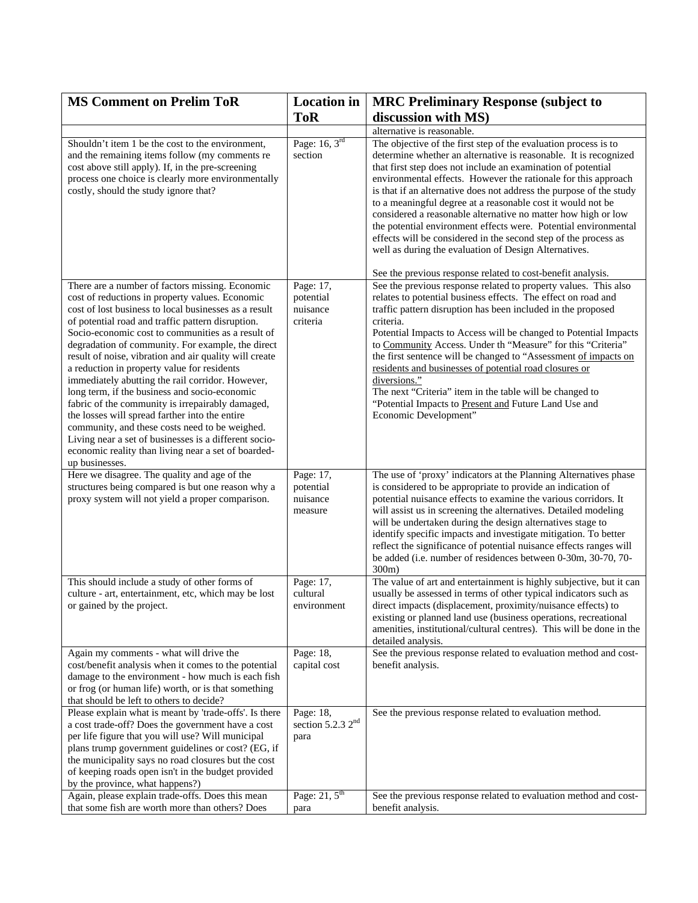| MS Comment on Prelim ToR | Location in ToR | MRC Preliminary Response (subject to discussion with MS) |
|---|---|---|
| | | alternative is reasonable. |
| Shouldn't item 1 be the cost to the environment, and the remaining items follow (my comments re cost above still apply). If, in the pre-screening process one choice is clearly more environmentally costly, should the study ignore that? | Page: 16, 3rd section | The objective of the first step of the evaluation process is to determine whether an alternative is reasonable. It is recognized that first step does not include an examination of potential environmental effects. However the rationale for this approach is that if an alternative does not address the purpose of the study to a meaningful degree at a reasonable cost it would not be considered a reasonable alternative no matter how high or low the potential environment effects were. Potential environmental effects will be considered in the second step of the process as well as during the evaluation of Design Alternatives.<br><br>See the previous response related to cost-benefit analysis. |
| There are a number of factors missing. Economic cost of reductions in property values. Economic cost of lost business to local businesses as a result of potential road and traffic pattern disruption. Socio-economic cost to communities as a result of degradation of community. For example, the direct result of noise, vibration and air quality will create a reduction in property value for residents immediately abutting the rail corridor. However, long term, if the business and socio-economic fabric of the community is irrepairably damaged, the losses will spread farther into the entire community, and these costs need to be weighed. Living near a set of businesses is a different socio-economic reality than living near a set of boarded-up businesses. | Page: 17, potential nuisance criteria | See the previous response related to property values. This also relates to potential business effects. The effect on road and traffic pattern disruption has been included in the proposed criteria.<br>Potential Impacts to Access will be changed to Potential Impacts to Community Access. Under th "Measure" for this "Criteria" the first sentence will be changed to "Assessment of impacts on residents and businesses of potential road closures or diversions."<br>The next "Criteria" item in the table will be changed to "Potential Impacts to Present and Future Land Use and Economic Development" |
| Here we disagree. The quality and age of the structures being compared is but one reason why a proxy system will not yield a proper comparison. | Page: 17, potential nuisance measure | The use of 'proxy' indicators at the Planning Alternatives phase is considered to be appropriate to provide an indication of potential nuisance effects to examine the various corridors. It will assist us in screening the alternatives. Detailed modeling will be undertaken during the design alternatives stage to identify specific impacts and investigate mitigation. To better reflect the significance of potential nuisance effects ranges will be added (i.e. number of residences between 0-30m, 30-70, 70-300m) |
| This should include a study of other forms of culture - art, entertainment, etc, which may be lost or gained by the project. | Page: 17, cultural environment | The value of art and entertainment is highly subjective, but it can usually be assessed in terms of other typical indicators such as direct impacts (displacement, proximity/nuisance effects) to existing or planned land use (business operations, recreational amenities, institutional/cultural centres). This will be done in the detailed analysis. |
| Again my comments - what will drive the cost/benefit analysis when it comes to the potential damage to the environment - how much is each fish or frog (or human life) worth, or is that something that should be left to others to decide? | Page: 18, capital cost | See the previous response related to evaluation method and cost-benefit analysis. |
| Please explain what is meant by 'trade-offs'. Is there a cost trade-off? Does the government have a cost per life figure that you will use? Will municipal plans trump government guidelines or cost? (EG, if the municipality says no road closures but the cost of keeping roads open isn't in the budget provided by the province, what happens?) | Page: 18, section 5.2.3 2nd para | See the previous response related to evaluation method. |
| Again, please explain trade-offs. Does this mean that some fish are worth more than others? Does | Page: 21, 5th para | See the previous response related to evaluation method and cost-benefit analysis. |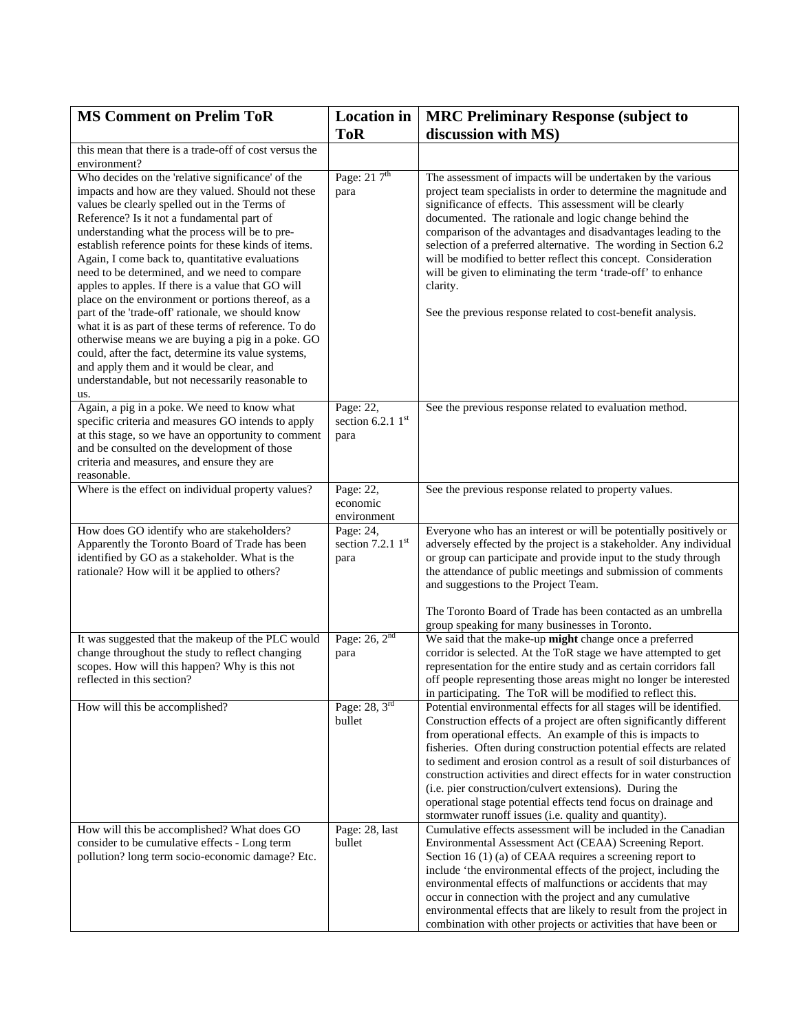| MS Comment on Prelim ToR | Location in ToR | MRC Preliminary Response (subject to discussion with MS) |
|---|---|---|
| this mean that there is a trade-off of cost versus the environment? | | |
| Who decides on the 'relative significance' of the impacts and how are they valued. Should not these values be clearly spelled out in the Terms of Reference? Is it not a fundamental part of understanding what the process will be to pre-establish reference points for these kinds of items. Again, I come back to, quantitative evaluations need to be determined, and we need to compare apples to apples. If there is a value that GO will place on the environment or portions thereof, as a part of the 'trade-off' rationale, we should know what it is as part of these terms of reference. To do otherwise means we are buying a pig in a poke. GO could, after the fact, determine its value systems, and apply them and it would be clear, and understandable, but not necessarily reasonable to us. | Page: 21 7th para | The assessment of impacts will be undertaken by the various project team specialists in order to determine the magnitude and significance of effects. This assessment will be clearly documented. The rationale and logic change behind the comparison of the advantages and disadvantages leading to the selection of a preferred alternative. The wording in Section 6.2 will be modified to better reflect this concept. Consideration will be given to eliminating the term 'trade-off' to enhance clarity.<br><br>See the previous response related to cost-benefit analysis. |
| Again, a pig in a poke. We need to know what specific criteria and measures GO intends to apply at this stage, so we have an opportunity to comment and be consulted on the development of those criteria and measures, and ensure they are reasonable. | Page: 22, section 6.2.1 1st para | See the previous response related to evaluation method. |
| Where is the effect on individual property values? | Page: 22, economic environment | See the previous response related to property values. |
| How does GO identify who are stakeholders? Apparently the Toronto Board of Trade has been identified by GO as a stakeholder. What is the rationale? How will it be applied to others? | Page: 24, section 7.2.1 1st para | Everyone who has an interest or will be potentially positively or adversely effected by the project is a stakeholder. Any individual or group can participate and provide input to the study through the attendance of public meetings and submission of comments and suggestions to the Project Team.<br><br>The Toronto Board of Trade has been contacted as an umbrella group speaking for many businesses in Toronto. |
| It was suggested that the makeup of the PLC would change throughout the study to reflect changing scopes. How will this happen? Why is this not reflected in this section? | Page: 26, 2nd para | We said that the make-up **might** change once a preferred corridor is selected. At the ToR stage we have attempted to get representation for the entire study and as certain corridors fall off people representing those areas might no longer be interested in participating. The ToR will be modified to reflect this. |
| How will this be accomplished? | Page: 28, 3rd bullet | Potential environmental effects for all stages will be identified. Construction effects of a project are often significantly different from operational effects. An example of this is impacts to fisheries. Often during construction potential effects are related to sediment and erosion control as a result of soil disturbances of construction activities and direct effects for in water construction (i.e. pier construction/culvert extensions). During the operational stage potential effects tend focus on drainage and stormwater runoff issues (i.e. quality and quantity). |
| How will this be accomplished? What does GO consider to be cumulative effects - Long term pollution? long term socio-economic damage? Etc. | Page: 28, last bullet | Cumulative effects assessment will be included in the Canadian Environmental Assessment Act (CEAA) Screening Report. Section 16 (1) (a) of CEAA requires a screening report to include 'the environmental effects of the project, including the environmental effects of malfunctions or accidents that may occur in connection with the project and any cumulative environmental effects that are likely to result from the project in combination with other projects or activities that have been or |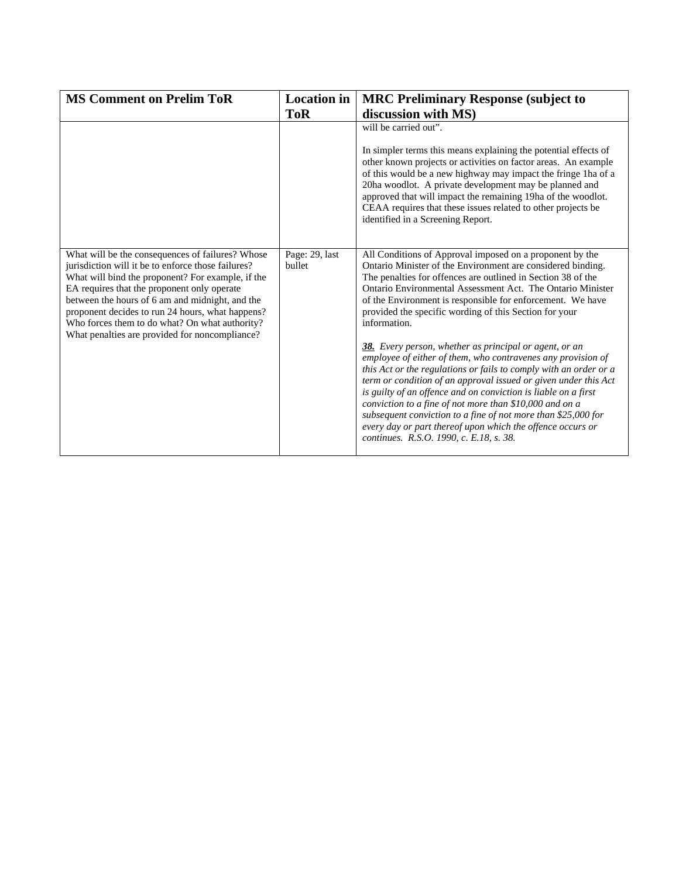| MS Comment on Prelim ToR | Location in ToR | MRC Preliminary Response (subject to discussion with MS) |
|---|---|---|
| | | will be carried out".<br><br>In simpler terms this means explaining the potential effects of other known projects or activities on factor areas. An example of this would be a new highway may impact the fringe 1ha of a 20ha woodlot. A private development may be planned and approved that will impact the remaining 19ha of the woodlot. CEAA requires that these issues related to other projects be identified in a Screening Report. |
| What will be the consequences of failures? Whose jurisdiction will it be to enforce those failures? What will bind the proponent? For example, if the EA requires that the proponent only operate between the hours of 6 am and midnight, and the proponent decides to run 24 hours, what happens? Who forces them to do what? On what authority? What penalties are provided for noncompliance? | Page: 29, last bullet | All Conditions of Approval imposed on a proponent by the Ontario Minister of the Environment are considered binding. The penalties for offences are outlined in Section 38 of the Ontario Environmental Assessment Act. The Ontario Minister of the Environment is responsible for enforcement. We have provided the specific wording of this Section for your information.<br><br>***38.*** *Every person, whether as principal or agent, or an employee of either of them, who contravenes any provision of this Act or the regulations or fails to comply with an order or a term or condition of an approval issued or given under this Act is guilty of an offence and on conviction is liable on a first conviction to a fine of not more than $10,000 and on a subsequent conviction to a fine of not more than $25,000 for every day or part thereof upon which the offence occurs or continues. R.S.O. 1990, c. E.18, s. 38.* |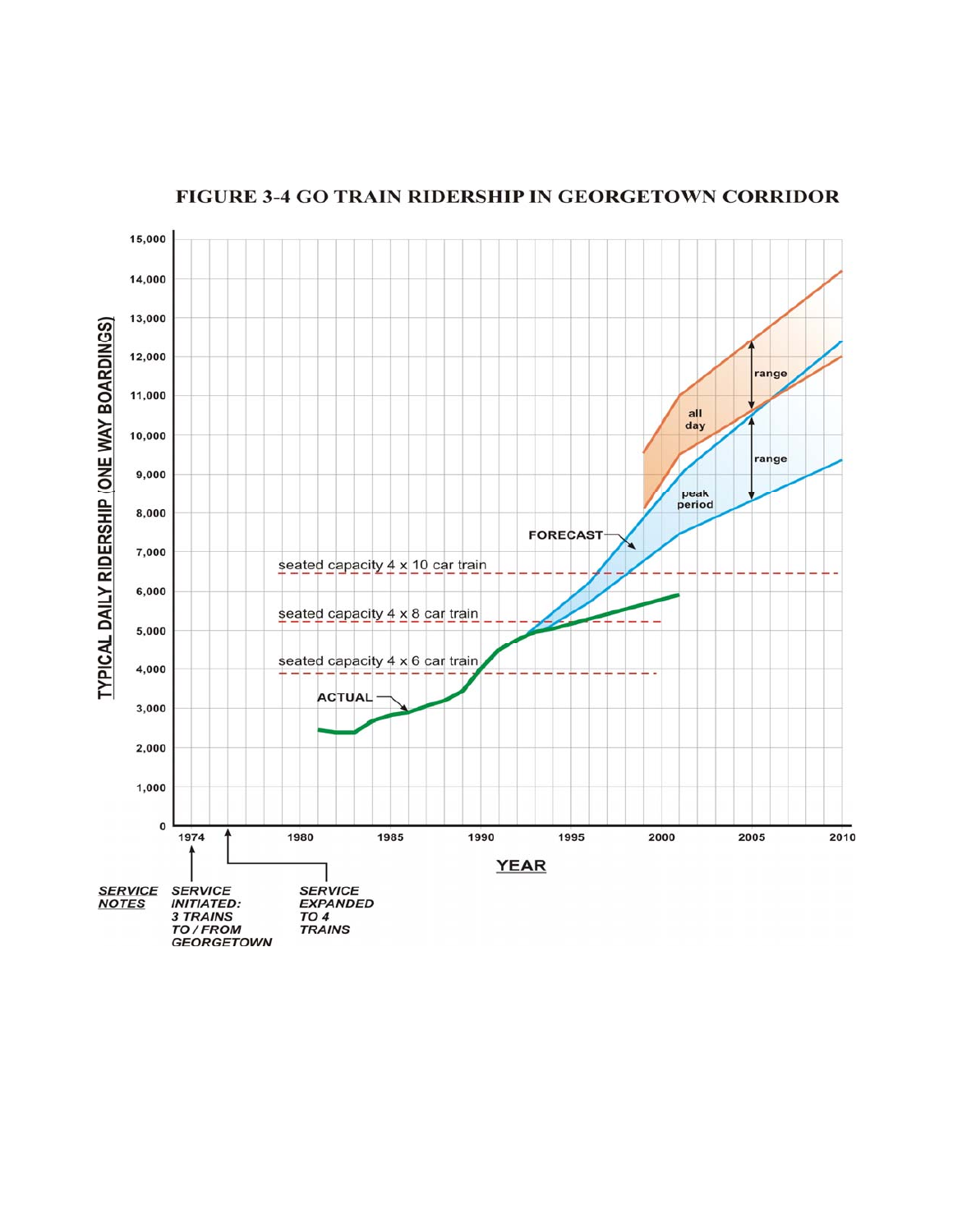**FIGURE 3-4 GO TRAIN RIDERSHIP IN GEORGETOWN CORRIDOR**

TYPICAL DAILY RIDERSHIP (ONE WAY BOARDINGS)

15,000
14,000
13,000
12,000
11,000
10,000
9,000
8,000
7,000
6,000
5,000
4,000
3,000
2,000
1,000
0

1974 1980 1985 1990 1995 2000 2005 2010

YEAR

range

all day

range

peak period

FORECAST

seated capacity 4 x 10 car train

seated capacity 4 x 8 car train

seated capacity 4 x 6 car train

ACTUAL

*SERVICE NOTES*

*SERVICE INITIATED: 3 TRAINS TO / FROM GEORGETOWN*

*SERVICE EXPANDED TO 4 TRAINS*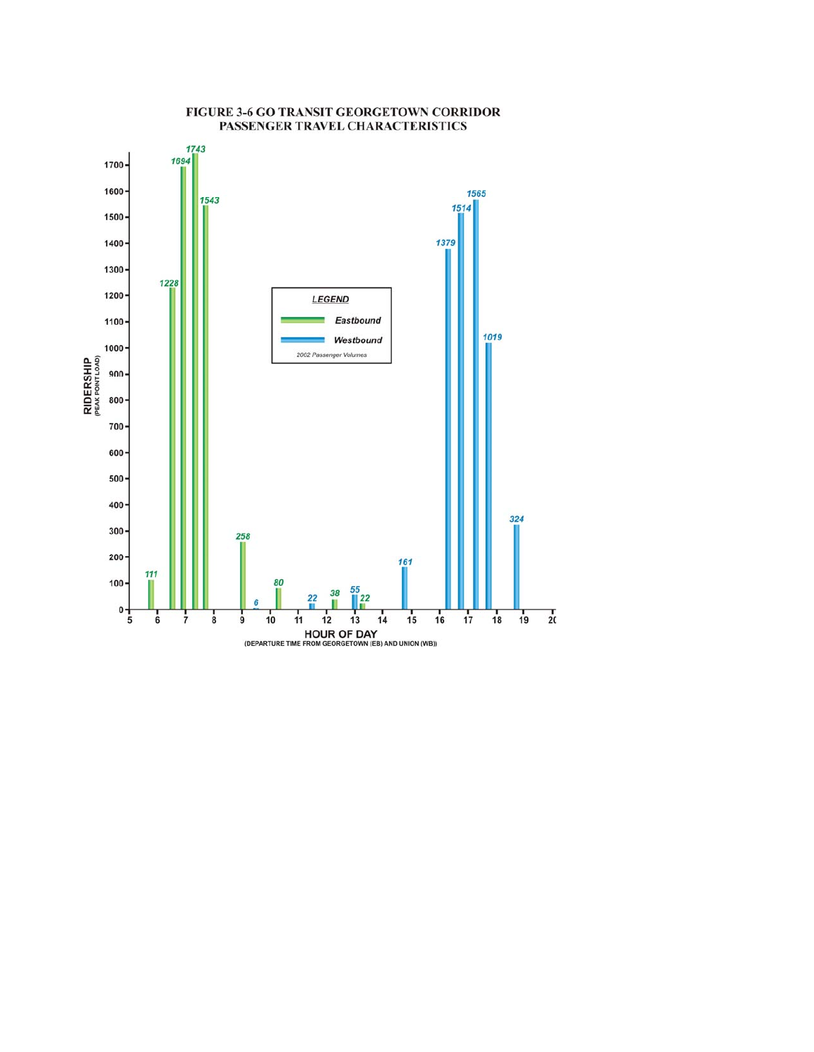# FIGURE 3-6 GO TRANSIT GEORGETOWN CORRIDOR PASSENGER TRAVEL CHARACTERISTICS

RIDERSHIP (PEAK POINT LOAD)

0
100
200
300
400
500
600
700
800
900
1000
1100
1200
1300
1400
1500
1600
1700

111
1228
1694
1743
1543
258
6
80
22
38
55
22
161
1379
1514
1565
1019
324

LEGEND

Eastbound

Westbound

2002 Passenger Volumes

5 6 7 8 9 10 11 12 13 14 15 16 17 18 19 20

HOUR OF DAY
(DEPARTURE TIME FROM GEORGETOWN (EB) AND UNION (WB))